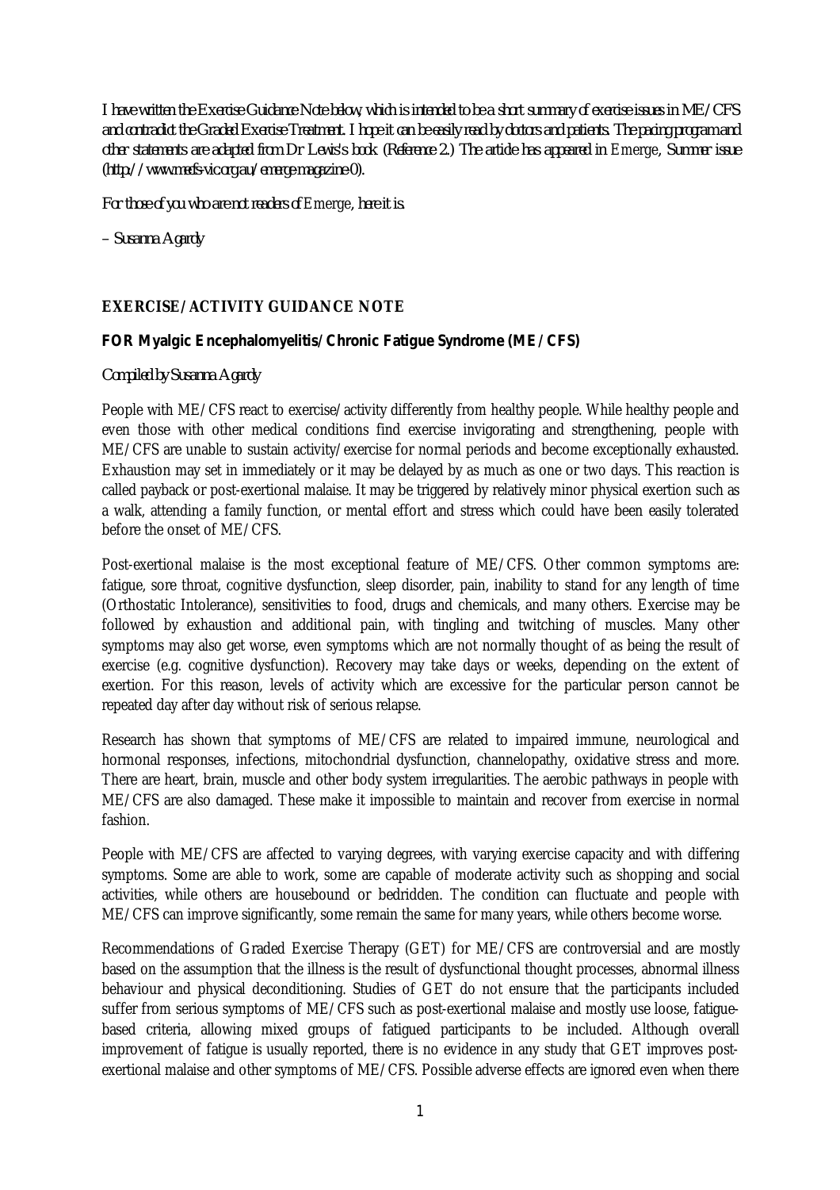*I have written the Exercise Guidance Note below, which is intended to be a short summary of exercise issues in ME/CFS and contradict the Graded Exercise Treatment. I hope it can be easily read by doctors and patients. The pacing program and other statements are adapted from Dr Lewis's book. (Reference 2.) The article has appeared in Emerge, Summer issue (http://www.mecfs-vic.org.au/emerge-magazine-0).*

*For those of you who are not readers of Emerge, here it is.*

*– Susanna Agardy*

## EXERCISE/ACTIVITY GUIDANCE NOTE

### FOR Myalgic Encephalomyelitis/Chronic Fatigue Syndrome (ME/CFS)

*Compiled by Susanna Agardy*

People with ME/CFS react to exercise/activity differently from healthy people. While healthy people and even those with other medical conditions find exercise invigorating and strengthening, people with ME/CFS are unable to sustain activity/exercise for normal periods and become exceptionally exhausted. Exhaustion may set in immediately or it may be delayed by as much as one or two days. This reaction is called payback or post-exertional malaise. It may be triggered by relatively minor physical exertion such as a walk, attending a family function, or mental effort and stress which could have been easily tolerated before the onset of ME/CFS.

Post-exertional malaise is the most exceptional feature of ME/CFS. Other common symptoms are: fatigue, sore throat, cognitive dysfunction, sleep disorder, pain, inability to stand for any length of time (Orthostatic Intolerance), sensitivities to food, drugs and chemicals, and many others. Exercise may be followed by exhaustion and additional pain, with tingling and twitching of muscles. Many other symptoms may also get worse, even symptoms which are not normally thought of as being the result of exercise (e.g. cognitive dysfunction). Recovery may take days or weeks, depending on the extent of exertion. For this reason, levels of activity which are excessive for the particular person cannot be repeated day after day without risk of serious relapse.

Research has shown that symptoms of ME/CFS are related to impaired immune, neurological and hormonal responses, infections, mitochondrial dysfunction, channelopathy, oxidative stress and more. There are heart, brain, muscle and other body system irregularities. The aerobic pathways in people with ME/CFS are also damaged. These make it impossible to maintain and recover from exercise in normal fashion.

People with ME/CFS are affected to varying degrees, with varying exercise capacity and with differing symptoms. Some are able to work, some are capable of moderate activity such as shopping and social activities, while others are housebound or bedridden. The condition can fluctuate and people with ME/CFS can improve significantly, some remain the same for many years, while others become worse.

Recommendations of Graded Exercise Therapy (GET) for ME/CFS are controversial and are mostly based on the assumption that the illness is the result of dysfunctional thought processes, abnormal illness behaviour and physical deconditioning. Studies of GET do not ensure that the participants included suffer from serious symptoms of ME/CFS such as post-exertional malaise and mostly use loose, fatigue-based criteria, allowing mixed groups of fatigued participants to be included. Although overall improvement of fatigue is usually reported, there is no evidence in any study that GET improves post-exertional malaise and other symptoms of ME/CFS. Possible adverse effects are ignored even when there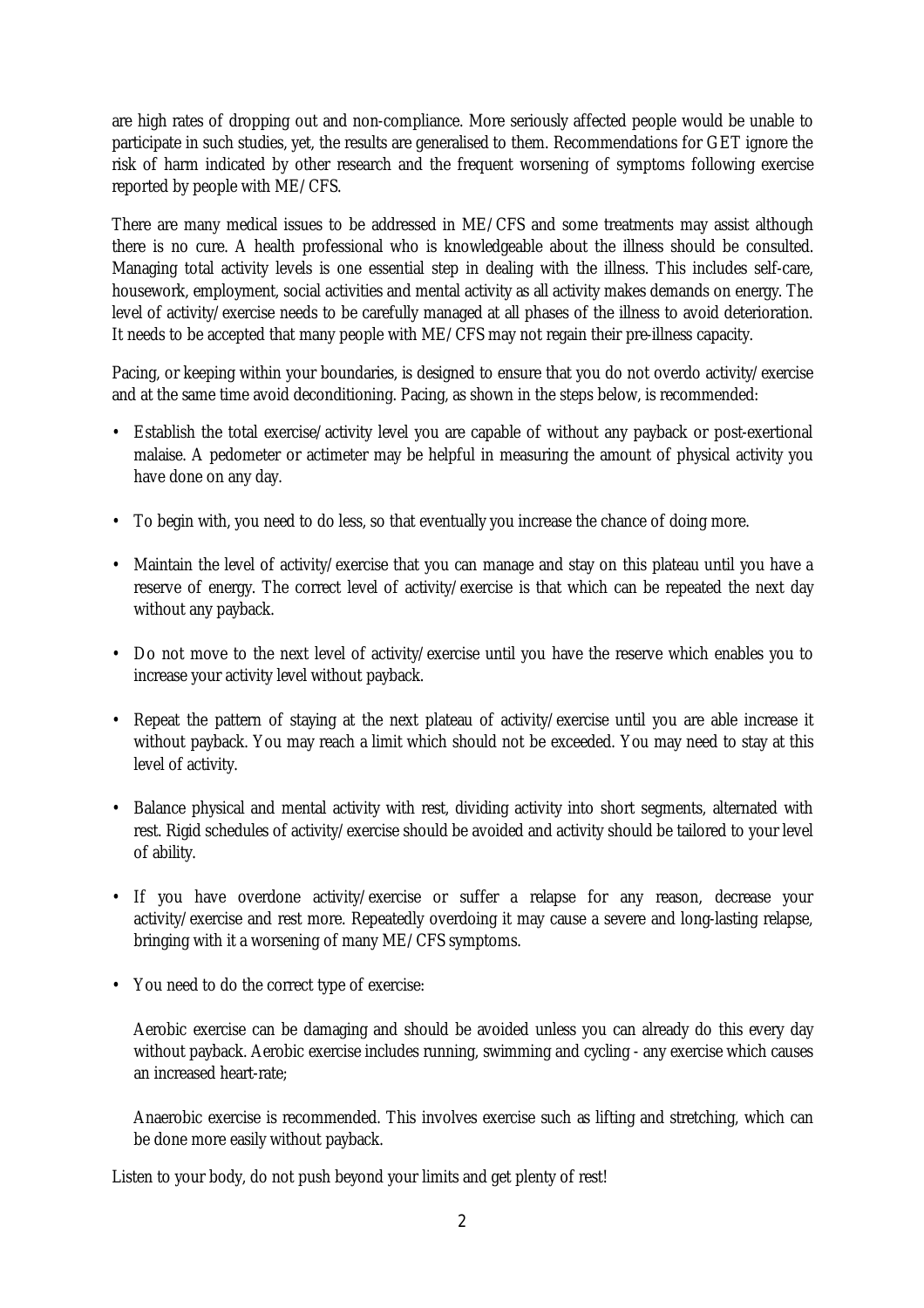are high rates of dropping out and non-compliance. More seriously affected people would be unable to participate in such studies, yet, the results are generalised to them. Recommendations for GET ignore the risk of harm indicated by other research and the frequent worsening of symptoms following exercise reported by people with ME/CFS.

There are many medical issues to be addressed in ME/CFS and some treatments may assist although there is no cure. A health professional who is knowledgeable about the illness should be consulted. Managing total activity levels is one essential step in dealing with the illness. This includes self-care, housework, employment, social activities and mental activity as all activity makes demands on energy. The level of activity/exercise needs to be carefully managed at all phases of the illness to avoid deterioration. It needs to be accepted that many people with ME/CFS may not regain their pre-illness capacity.

Pacing, or keeping within your boundaries, is designed to ensure that you do not overdo activity/exercise and at the same time avoid deconditioning. Pacing, as shown in the steps below, is recommended:

- Establish the total exercise/activity level you are capable of without any payback or post-exertional malaise. A pedometer or actimeter may be helpful in measuring the amount of physical activity you have done on any day.

- To begin with, you need to do less, so that eventually you increase the chance of doing more.

- Maintain the level of activity/exercise that you can manage and stay on this plateau until you have a reserve of energy. The correct level of activity/exercise is that which can be repeated the next day without any payback.

- Do not move to the next level of activity/exercise until you have the reserve which enables you to increase your activity level without payback.

- Repeat the pattern of staying at the next plateau of activity/exercise until you are able increase it without payback. You may reach a limit which should not be exceeded. You may need to stay at this level of activity.

- Balance physical and mental activity with rest, dividing activity into short segments, alternated with rest. Rigid schedules of activity/exercise should be avoided and activity should be tailored to your level of ability.

- If you have overdone activity/exercise or suffer a relapse for any reason, decrease your activity/exercise and rest more. Repeatedly overdoing it may cause a severe and long-lasting relapse, bringing with it a worsening of many ME/CFS symptoms.

- You need to do the correct type of exercise:

  Aerobic exercise can be damaging and should be avoided unless you can already do this every day without payback. Aerobic exercise includes running, swimming and cycling - any exercise which causes an increased heart-rate;

  Anaerobic exercise is recommended. This involves exercise such as lifting and stretching, which can be done more easily without payback.

Listen to your body, do not push beyond your limits and get plenty of rest!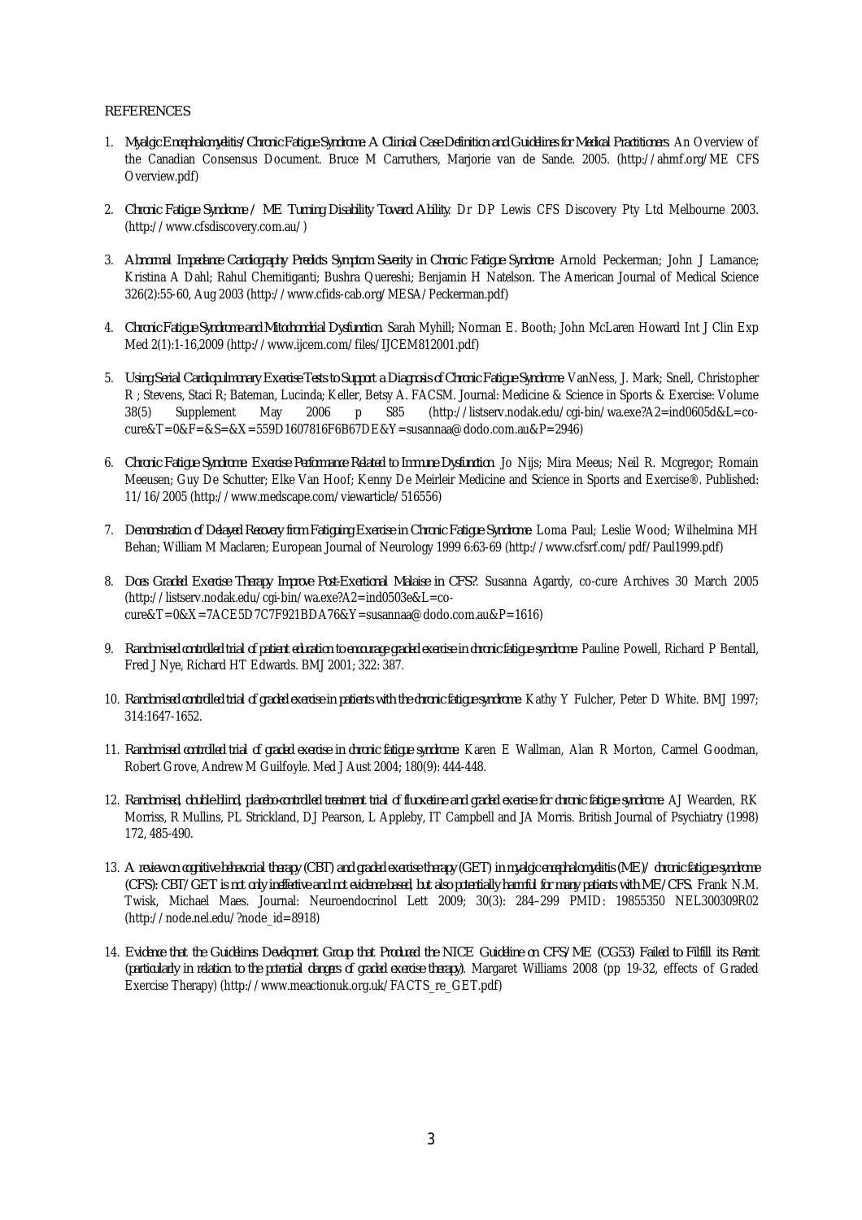REFERENCES

1. *Myalgic Encephalomyelitis/Chronic Fatigue Syndrome: A Clinical Case Definition and Guidelines for Medical Practitioners.* An Overview of the Canadian Consensus Document. Bruce M Carruthers, Marjorie van de Sande. 2005. (http://ahmf.org/ME CFS Overview.pdf)

2. *Chronic Fatigue Syndrome / ME Turning Disability Toward Ability.* Dr DP Lewis CFS Discovery Pty Ltd Melbourne 2003. (http://www.cfsdiscovery.com.au/)

3. *Abnormal Impedance Cardiography Predicts Symptom Severity in Chronic Fatigue Syndrome* Arnold Peckerman; John J Lamance; Kristina A Dahl; Rahul Chemitiganti; Bushra Quereshi; Benjamin H Natelson. The American Journal of Medical Science 326(2):55-60, Aug 2003 (http://www.cfids-cab.org/MESA/Peckerman.pdf)

4. *Chronic Fatigue Syndrome and Mitochondrial Dysfunction.* Sarah Myhill; Norman E. Booth; John McLaren Howard Int J Clin Exp Med 2(1):1-16,2009 (http://www.ijcem.com/files/IJCEM812001.pdf)

5. *Using Serial Cardiopulmonary Exercise Tests to Support a Diagnosis of Chronic Fatigue Syndrome* VanNess, J. Mark; Snell, Christopher R ; Stevens, Staci R; Bateman, Lucinda; Keller, Betsy A. FACSM. Journal: Medicine & Science in Sports & Exercise: Volume 38(5) Supplement May 2006 p S85 (http://listserv.nodak.edu/cgi-bin/wa.exe?A2=ind0605d&L=co-cure&T=0&F=&S=&X=559D1607816F6B67DE&Y=susannaa@dodo.com.au&P=2946)

6. *Chronic Fatigue Syndrome: Exercise Performance Related to Immune Dysfunction.* Jo Nijs; Mira Meeus; Neil R. Mcgregor; Romain Meeusen; Guy De Schutter; Elke Van Hoof; Kenny De Meirleir Medicine and Science in Sports and Exercise®. Published: 11/16/2005 (http://www.medscape.com/viewarticle/516556)

7. *Demonstration of Delayed Recovery from Fatiguing Exercise in Chronic Fatigue Syndrome* Loma Paul; Leslie Wood; Wilhelmina MH Behan; William M Maclaren; European Journal of Neurology 1999 6:63-69 (http://www.cfsrf.com/pdf/Paul1999.pdf)

8. *Does Graded Exercise Therapy Improve Post-Exertional Malaise in CFS?.* Susanna Agardy, co-cure Archives 30 March 2005 (http://listserv.nodak.edu/cgi-bin/wa.exe?A2=ind0503e&L=co-cure&T=0&X=7ACE5D7C7F921BDA76&Y=susannaa@dodo.com.au&P=1616)

9. *Randomised controlled trial of patient education to encourage graded exercise in chronic fatigue syndrome* Pauline Powell, Richard P Bentall, Fred J Nye, Richard HT Edwards. BMJ 2001; 322: 387.

10. *Randomised controlled trial of graded exercise in patients with the chronic fatigue syndrome* Kathy Y Fulcher, Peter D White. BMJ 1997; 314:1647-1652.

11. *Randomised controlled trial of graded exercise in chronic fatigue syndrome* Karen E Wallman, Alan R Morton, Carmel Goodman, Robert Grove, Andrew M Guilfoyle. Med J Aust 2004; 180(9): 444-448.

12. *Randomised, double-blind, placebo-controlled treatment trial of fluoxetine and graded exercise for chronic fatigue syndrome* AJ Wearden, RK Morriss, R Mullins, PL Strickland, DJ Pearson, L Appleby, IT Campbell and JA Morris. British Journal of Psychiatry (1998) 172, 485-490.

13. *A review on cognitive behavorial therapy (CBT) and graded exercise therapy (GET) in myalgic encephalomyelitis (ME) / chronic fatigue syndrome (CFS): CBT/GET is not only ineffective and not evidence-based, but also potentially harmful for many patients with ME/CFS.* Frank N.M. Twisk, Michael Maes. Journal: Neuroendocrinol Lett 2009; 30(3): 284–299 PMID: 19855350 NEL300309R02 (http://node.nel.edu/?node_id=8918)

14. *Evidence that the Guidelines Development Group that Produced the NICE Guideline on CFS/ME (CG53) Failed to Fulfill its Remit (particularly in relation to the potential dangers of graded exercise therapy).* Margaret Williams 2008 (pp 19-32, effects of Graded Exercise Therapy) (http://www.meactionuk.org.uk/FACTS_re_GET.pdf)